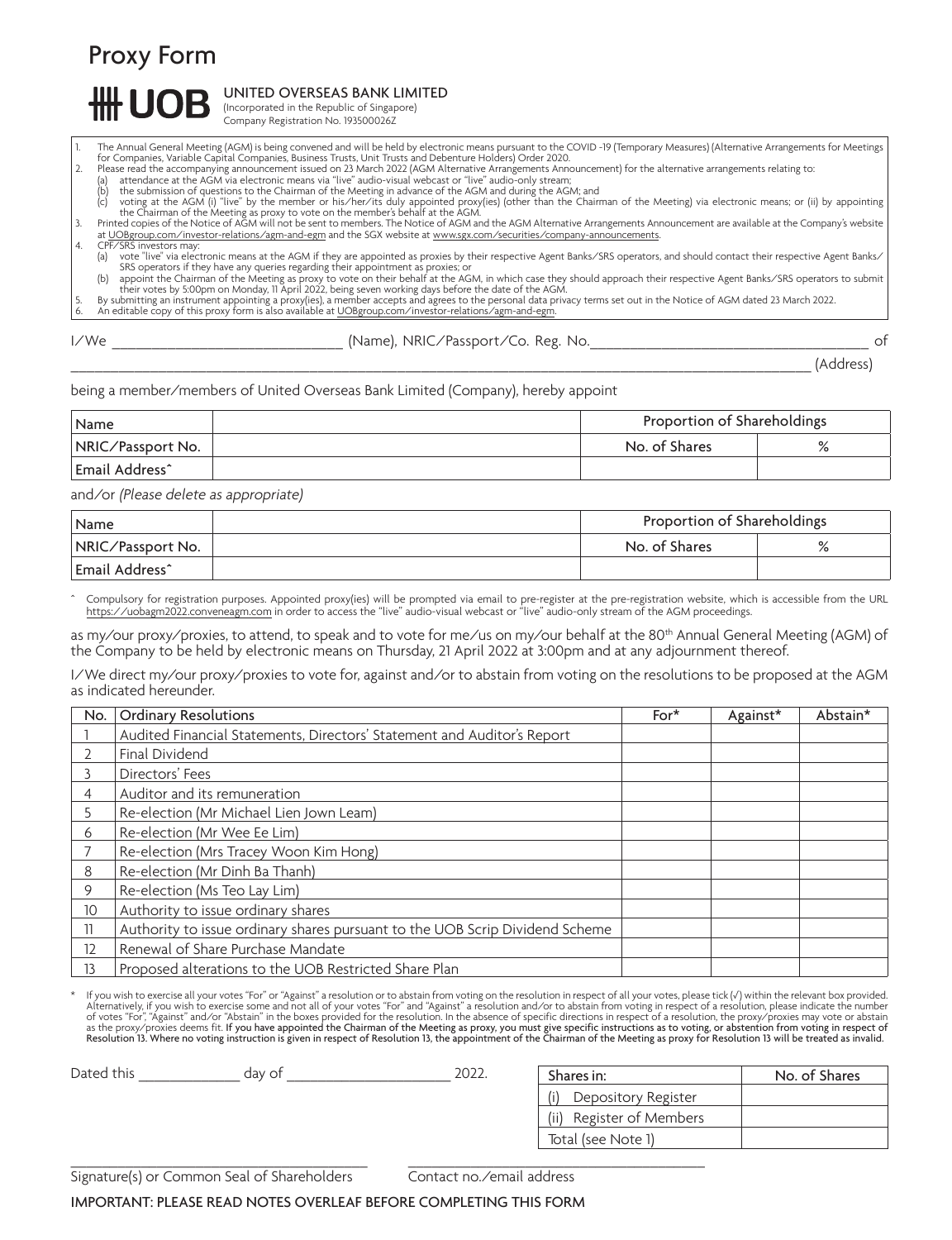# Proxy Form

**UOB** UNITED OVERSEAS BANK LIMITED
(Incorporated in the Republic of Singapore)
Company Registration No. 193500026Z

1. The Annual General Meeting (AGM) is being convened and will be held by electronic means pursuant to the COVID -19 (Temporary Measures) (Alternative Arrangements for Meetings for Companies, Variable Capital Companies, Business Trusts, Unit Trusts and Debenture Holders) Order 2020.
2. Please read the accompanying announcement issued on 23 March 2022 (AGM Alternative Arrangements Announcement) for the alternative arrangements relating to:
   (a) attendance at the AGM via electronic means via "live" audio-visual webcast or "live" audio-only stream;
   (b) the submission of questions to the Chairman of the Meeting in advance of the AGM and during the AGM; and
   (c) voting at the AGM (i) "live" by the member or his/her/its duly appointed proxy(ies) (other than the Chairman of the Meeting) via electronic means; or (ii) by appointing the Chairman of the Meeting as proxy to vote on the member's behalf at the AGM.
3. Printed copies of the Notice of AGM will not be sent to members. The Notice of AGM and the AGM Alternative Arrangements Announcement are available at the Company's website at UOBgroup.com/investor-relations/agm-and-egm and the SGX website at www.sgx.com/securities/company-announcements.
4. CPF/SRS investors may:
   (a) vote "live" via electronic means at the AGM if they are appointed as proxies by their respective Agent Banks/SRS operators, and should contact their respective Agent Banks/SRS operators if they have any queries regarding their appointment as proxies; or
   (b) appoint the Chairman of the Meeting as proxy to vote on their behalf at the AGM, in which case they should approach their respective Agent Banks/SRS operators to submit their votes by 5:00pm on Monday, 11 April 2022, being seven working days before the date of the AGM.
5. By submitting an instrument appointing a proxy(ies), a member accepts and agrees to the personal data privacy terms set out in the Notice of AGM dated 23 March 2022.
6. An editable copy of this proxy form is also available at UOBgroup.com/investor-relations/agm-and-egm.

I/We ______________________________ (Name), NRIC/Passport/Co. Reg. No.____________________________________ of

______________________________________________________________________________________________ (Address)

being a member/members of United Overseas Bank Limited (Company), hereby appoint

| Name | | Proportion of Shareholdings | |
|---|---|---|---|
| NRIC/Passport No. | | No. of Shares | % |
| Email Address^ | | | |

and/or *(Please delete as appropriate)*

| Name | | Proportion of Shareholdings | |
|---|---|---|---|
| NRIC/Passport No. | | No. of Shares | % |
| Email Address^ | | | |

^ Compulsory for registration purposes. Appointed proxy(ies) will be prompted via email to pre-register at the pre-registration website, which is accessible from the URL https://uobagm2022.conveneagm.com in order to access the "live" audio-visual webcast or "live" audio-only stream of the AGM proceedings.

as my/our proxy/proxies, to attend, to speak and to vote for me/us on my/our behalf at the 80th Annual General Meeting (AGM) of the Company to be held by electronic means on Thursday, 21 April 2022 at 3:00pm and at any adjournment thereof.

I/We direct my/our proxy/proxies to vote for, against and/or to abstain from voting on the resolutions to be proposed at the AGM as indicated hereunder.

| No. | Ordinary Resolutions | For* | Against* | Abstain* |
|---|---|---|---|---|
| 1 | Audited Financial Statements, Directors' Statement and Auditor's Report | | | |
| 2 | Final Dividend | | | |
| 3 | Directors' Fees | | | |
| 4 | Auditor and its remuneration | | | |
| 5 | Re-election (Mr Michael Lien Jown Leam) | | | |
| 6 | Re-election (Mr Wee Ee Lim) | | | |
| 7 | Re-election (Mrs Tracey Woon Kim Hong) | | | |
| 8 | Re-election (Mr Dinh Ba Thanh) | | | |
| 9 | Re-election (Ms Teo Lay Lim) | | | |
| 10 | Authority to issue ordinary shares | | | |
| 11 | Authority to issue ordinary shares pursuant to the UOB Scrip Dividend Scheme | | | |
| 12 | Renewal of Share Purchase Mandate | | | |
| 13 | Proposed alterations to the UOB Restricted Share Plan | | | |

\* If you wish to exercise all your votes "For" or "Against" a resolution or to abstain from voting on the resolution in respect of all your votes, please tick (✓) within the relevant box provided. Alternatively, if you wish to exercise some and not all of your votes "For" and "Against" a resolution and/or to abstain from voting in respect of a resolution, please indicate the number of votes "For", "Against" and/or "Abstain" in the boxes provided for the resolution. In the absence of specific directions in respect of a resolution, the proxy/proxies may vote or abstain as the proxy/proxies deems fit. **If you have appointed the Chairman of the Meeting as proxy, you must give specific instructions as to voting, or abstention from voting in respect of Resolution 13. Where no voting instruction is given in respect of Resolution 13, the appointment of the Chairman of the Meeting as proxy for Resolution 13 will be treated as invalid.**

Dated this _____________ day of _____________________ 2022.

| Shares in: | No. of Shares |
|---|---|
| (i) Depository Register | |
| (ii) Register of Members | |
| Total (see Note 1) | |

________________________________________ ________________________________________

Signature(s) or Common Seal of Shareholders    Contact no./email address

IMPORTANT: PLEASE READ NOTES OVERLEAF BEFORE COMPLETING THIS FORM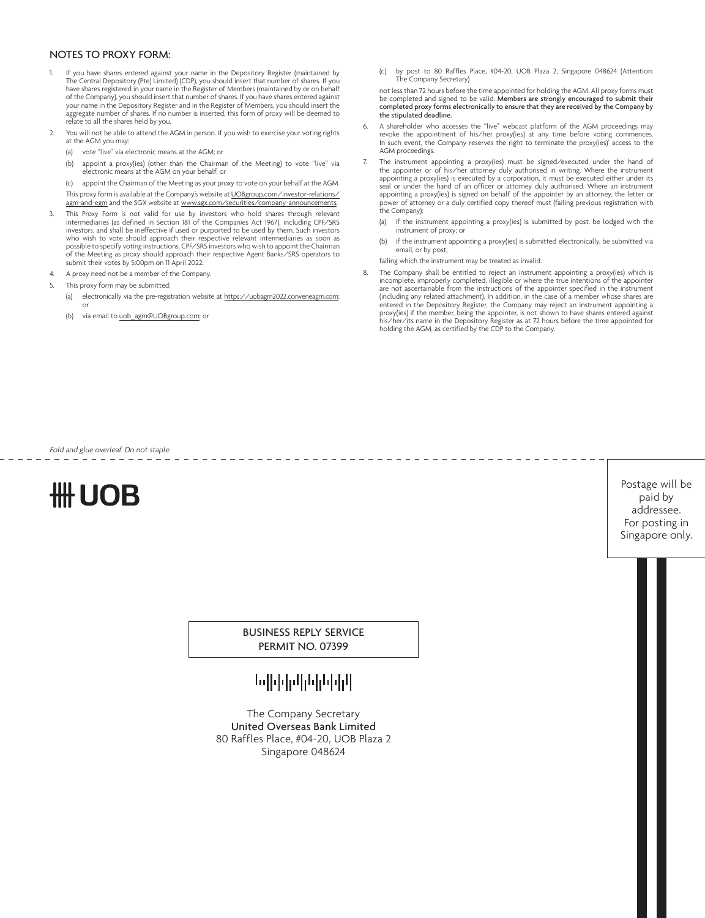## NOTES TO PROXY FORM:

1. If you have shares entered against your name in the Depository Register (maintained by The Central Depository (Pte) Limited) (CDP), you should insert that number of shares. If you have shares registered in your name in the Register of Members (maintained by or on behalf of the Company), you should insert that number of shares. If you have shares entered against your name in the Depository Register and in the Register of Members, you should insert the aggregate number of shares. If no number is inserted, this form of proxy will be deemed to relate to all the shares held by you.

2. You will not be able to attend the AGM in person. If you wish to exercise your voting rights at the AGM you may:

   (a) vote "live" via electronic means at the AGM; or

   (b) appoint a proxy(ies) (other than the Chairman of the Meeting) to vote "live" via electronic means at the AGM on your behalf; or

   (c) appoint the Chairman of the Meeting as your proxy to vote on your behalf at the AGM.

   This proxy form is available at the Company's website at UOBgroup.com/investor-relations/agm-and-egm and the SGX website at www.sgx.com/securities/company-announcements.

3. This Proxy Form is not valid for use by investors who hold shares through relevant intermediaries (as defined in Section 181 of the Companies Act 1967), including CPF/SRS investors, and shall be ineffective if used or purported to be used by them. Such investors who wish to vote should approach their respective relevant intermediaries as soon as possible to specify voting instructions. CPF/SRS investors who wish to appoint the Chairman of the Meeting as proxy should approach their respective Agent Banks/SRS operators to submit their votes by 5:00pm on 11 April 2022.

4. A proxy need not be a member of the Company.

5. This proxy form may be submitted:

   (a) electronically via the pre-registration website at https://uobagm2022.conveneagm.com; or

   (b) via email to uob_agm@UOBgroup.com; or

   (c) by post to 80 Raffles Place, #04-20, UOB Plaza 2, Singapore 048624 (Attention: The Company Secretary)

   not less than 72 hours before the time appointed for holding the AGM. All proxy forms must be completed and signed to be valid. **Members are strongly encouraged to submit their completed proxy forms electronically to ensure that they are received by the Company by the stipulated deadline.**

6. A shareholder who accesses the "live" webcast platform of the AGM proceedings may revoke the appointment of his/her proxy(ies) at any time before voting commences. In such event, the Company reserves the right to terminate the proxy(ies)' access to the AGM proceedings.

7. The instrument appointing a proxy(ies) must be signed/executed under the hand of the appointer or of his/her attorney duly authorised in writing. Where the instrument appointing a proxy(ies) is executed by a corporation, it must be executed either under its seal or under the hand of an officer or attorney duly authorised. Where an instrument appointing a proxy(ies) is signed on behalf of the appointer by an attorney, the letter or power of attorney or a duly certified copy thereof must (failing previous registration with the Company):

   (a) if the instrument appointing a proxy(ies) is submitted by post, be lodged with the instrument of proxy; or

   (b) if the instrument appointing a proxy(ies) is submitted electronically, be submitted via email, or by post,

   failing which the instrument may be treated as invalid.

8. The Company shall be entitled to reject an instrument appointing a proxy(ies) which is incomplete, improperly completed, illegible or where the true intentions of the appointer are not ascertainable from the instructions of the appointer specified in the instrument (including any related attachment). In addition, in the case of a member whose shares are entered in the Depository Register, the Company may reject an instrument appointing a proxy(ies) if the member, being the appointer, is not shown to have shares entered against his/her/its name in the Depository Register as at 72 hours before the time appointed for holding the AGM, as certified by the CDP to the Company.

*Fold and glue overleaf. Do not staple.*

UOB

Postage will be paid by addressee. For posting in Singapore only.

BUSINESS REPLY SERVICE
PERMIT NO. 07399

The Company Secretary
United Overseas Bank Limited
80 Raffles Place, #04-20, UOB Plaza 2
Singapore 048624